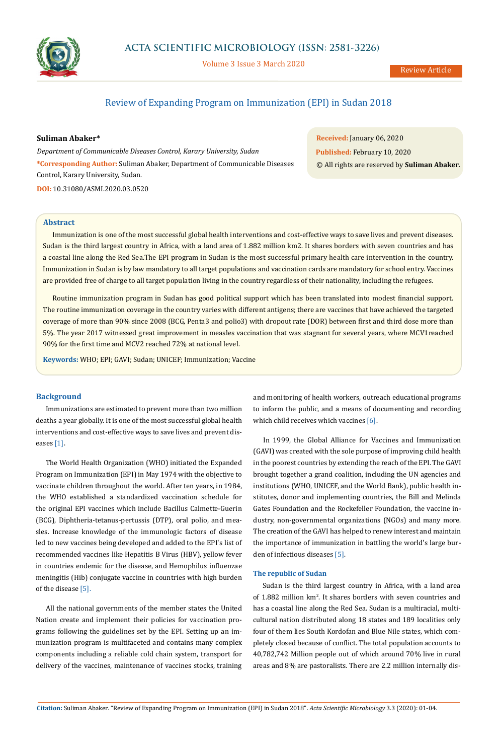# Review of Expanding Program on Immunization (EPI) in Sudan 2018

**Suliman Abaker***

*Department of Communicable Diseases Control, Karary University, Sudan*

***Corresponding Author:** Suliman Abaker, Department of Communicable Diseases Control, Karary University, Sudan.

**DOI:** 10.31080/ASMI.2020.03.0520

**Received:** January 06, 2020
**Published:** February 10, 2020
© All rights are reserved by **Suliman Abaker.**

## Abstract

Immunization is one of the most successful global health interventions and cost-effective ways to save lives and prevent diseases. Sudan is the third largest country in Africa, with a land area of 1.882 million km2. It shares borders with seven countries and has a coastal line along the Red Sea.The EPI program in Sudan is the most successful primary health care intervention in the country. Immunization in Sudan is by law mandatory to all target populations and vaccination cards are mandatory for school entry. Vaccines are provided free of charge to all target population living in the country regardless of their nationality, including the refugees.

Routine immunization program in Sudan has good political support which has been translated into modest financial support. The routine immunization coverage in the country varies with different antigens; there are vaccines that have achieved the targeted coverage of more than 90% since 2008 (BCG, Penta3 and polio3) with dropout rate (DOR) between first and third dose more than 5%. The year 2017 witnessed great improvement in measles vaccination that was stagnant for several years, where MCV1reached 90% for the first time and MCV2 reached 72% at national level.

**Keywords:** WHO; EPI; GAVI; Sudan; UNICEF; Immunization; Vaccine

## Background

Immunizations are estimated to prevent more than two million deaths a year globally. It is one of the most successful global health interventions and cost-effective ways to save lives and prevent diseases [1].

The World Health Organization (WHO) initiated the Expanded Program on Immunization (EPI) in May 1974 with the objective to vaccinate children throughout the world. After ten years, in 1984, the WHO established a standardized vaccination schedule for the original EPI vaccines which include Bacillus Calmette-Guerin (BCG), Diphtheria-tetanus-pertussis (DTP), oral polio, and measles. Increase knowledge of the immunologic factors of disease led to new vaccines being developed and added to the EPI's list of recommended vaccines like Hepatitis B Virus (HBV), yellow fever in countries endemic for the disease, and Hemophilus influenzae meningitis (Hib) conjugate vaccine in countries with high burden of the disease [5].

All the national governments of the member states the United Nation create and implement their policies for vaccination programs following the guidelines set by the EPI. Setting up an immunization program is multifaceted and contains many complex components including a reliable cold chain system, transport for delivery of the vaccines, maintenance of vaccines stocks, training and monitoring of health workers, outreach educational programs to inform the public, and a means of documenting and recording which child receives which vaccines [6].

In 1999, the Global Alliance for Vaccines and Immunization (GAVI) was created with the sole purpose of improving child health in the poorest countries by extending the reach of the EPI. The GAVI brought together a grand coalition, including the UN agencies and institutions (WHO, UNICEF, and the World Bank), public health institutes, donor and implementing countries, the Bill and Melinda Gates Foundation and the Rockefeller Foundation, the vaccine industry, non-governmental organizations (NGOs) and many more. The creation of the GAVI has helped to renew interest and maintain the importance of immunization in battling the world's large burden of infectious diseases [5].

### The republic of Sudan

Sudan is the third largest country in Africa, with a land area of 1.882 million $km^2$. It shares borders with seven countries and has a coastal line along the Red Sea. Sudan is a multiracial, multicultural nation distributed along 18 states and 189 localities only four of them lies South Kordofan and Blue Nile states, which completely closed because of conflict. The total population accounts to 40,782,742 Million people out of which around 70% live in rural areas and 8% are pastoralists. There are 2.2 million internally dis-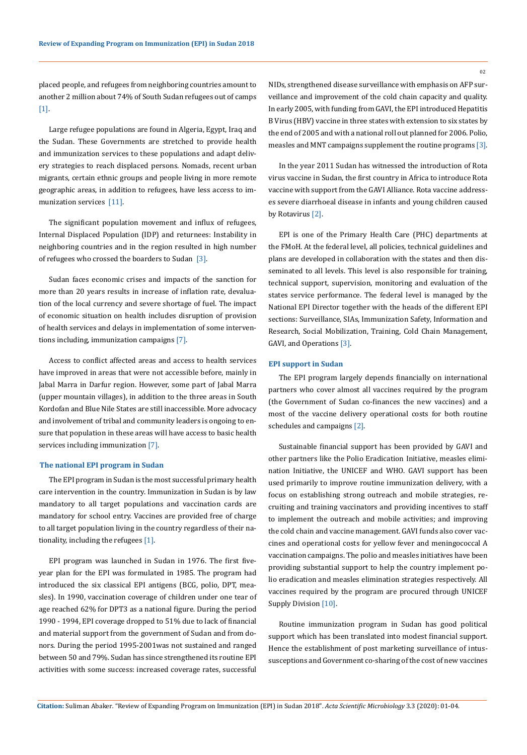placed people, and refugees from neighboring countries amount to another 2 million about 74% of South Sudan refugees out of camps [1].

Large refugee populations are found in Algeria, Egypt, Iraq and the Sudan. These Governments are stretched to provide health and immunization services to these populations and adapt delivery strategies to reach displaced persons. Nomads, recent urban migrants, certain ethnic groups and people living in more remote geographic areas, in addition to refugees, have less access to immunization services [11].

The significant population movement and influx of refugees, Internal Displaced Population (IDP) and returnees: Instability in neighboring countries and in the region resulted in high number of refugees who crossed the boarders to Sudan [3].

Sudan faces economic crises and impacts of the sanction for more than 20 years results in increase of inflation rate, devaluation of the local currency and severe shortage of fuel. The impact of economic situation on health includes disruption of provision of health services and delays in implementation of some interventions including, immunization campaigns [7].

Access to conflict affected areas and access to health services have improved in areas that were not accessible before, mainly in Jabal Marra in Darfur region. However, some part of Jabal Marra (upper mountain villages), in addition to the three areas in South Kordofan and Blue Nile States are still inaccessible. More advocacy and involvement of tribal and community leaders is ongoing to ensure that population in these areas will have access to basic health services including immunization [7].

## The national EPI program in Sudan

The EPI program in Sudan is the most successful primary health care intervention in the country. Immunization in Sudan is by law mandatory to all target populations and vaccination cards are mandatory for school entry. Vaccines are provided free of charge to all target population living in the country regardless of their nationality, including the refugees [1].

EPI program was launched in Sudan in 1976. The first five-year plan for the EPI was formulated in 1985. The program had introduced the six classical EPI antigens (BCG, polio, DPT, measles). In 1990, vaccination coverage of children under one tear of age reached 62% for DPT3 as a national figure. During the period 1990 - 1994, EPI coverage dropped to 51% due to lack of financial and material support from the government of Sudan and from donors. During the period 1995-2001was not sustained and ranged between 50 and 79%. Sudan has since strengthened its routine EPI activities with some success: increased coverage rates, successful NIDs, strengthened disease surveillance with emphasis on AFP surveillance and improvement of the cold chain capacity and quality. In early 2005, with funding from GAVI, the EPI introduced Hepatitis B Virus (HBV) vaccine in three states with extension to six states by the end of 2005 and with a national roll out planned for 2006. Polio, measles and MNT campaigns supplement the routine programs [3].

In the year 2011 Sudan has witnessed the introduction of Rota virus vaccine in Sudan, the first country in Africa to introduce Rota vaccine with support from the GAVI Alliance. Rota vaccine addresses severe diarrhoeal disease in infants and young children caused by Rotavirus [2].

EPI is one of the Primary Health Care (PHC) departments at the FMoH. At the federal level, all policies, technical guidelines and plans are developed in collaboration with the states and then disseminated to all levels. This level is also responsible for training, technical support, supervision, monitoring and evaluation of the states service performance. The federal level is managed by the National EPI Director together with the heads of the different EPI sections: Surveillance, SIAs, Immunization Safety, Information and Research, Social Mobilization, Training, Cold Chain Management, GAVI, and Operations [3].

## EPI support in Sudan

The EPI program largely depends financially on international partners who cover almost all vaccines required by the program (the Government of Sudan co-finances the new vaccines) and a most of the vaccine delivery operational costs for both routine schedules and campaigns [2].

Sustainable financial support has been provided by GAVI and other partners like the Polio Eradication Initiative, measles elimination Initiative, the UNICEF and WHO. GAVI support has been used primarily to improve routine immunization delivery, with a focus on establishing strong outreach and mobile strategies, recruiting and training vaccinators and providing incentives to staff to implement the outreach and mobile activities; and improving the cold chain and vaccine management. GAVI funds also cover vaccines and operational costs for yellow fever and meningococcal A vaccination campaigns. The polio and measles initiatives have been providing substantial support to help the country implement polio eradication and measles elimination strategies respectively. All vaccines required by the program are procured through UNICEF Supply Division [10].

Routine immunization program in Sudan has good political support which has been translated into modest financial support. Hence the establishment of post marketing surveillance of intussusceptions and Government co-sharing of the cost of new vaccines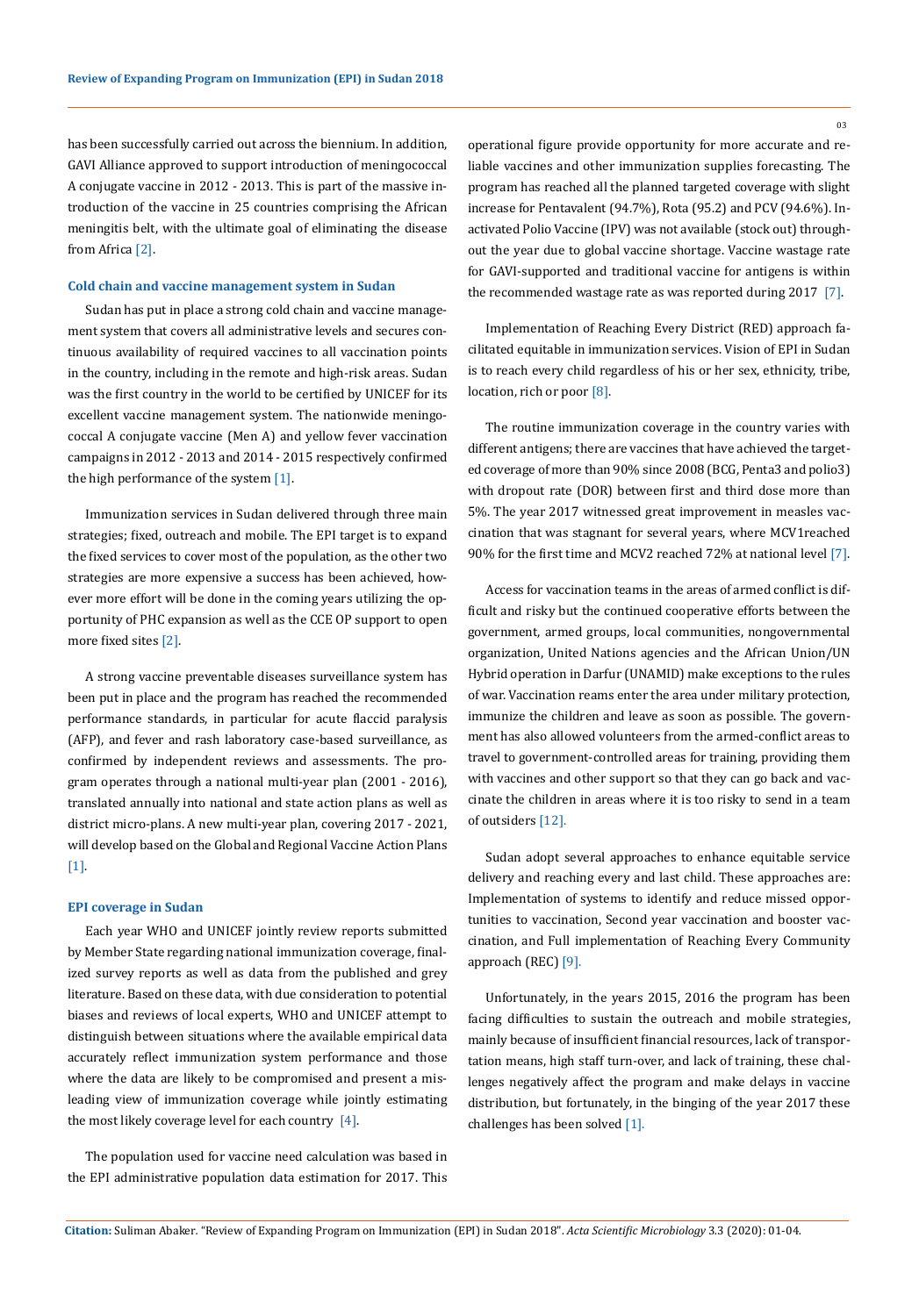has been successfully carried out across the biennium. In addition, GAVI Alliance approved to support introduction of meningococcal A conjugate vaccine in 2012 - 2013. This is part of the massive introduction of the vaccine in 25 countries comprising the African meningitis belt, with the ultimate goal of eliminating the disease from Africa [2].

### Cold chain and vaccine management system in Sudan

Sudan has put in place a strong cold chain and vaccine management system that covers all administrative levels and secures continuous availability of required vaccines to all vaccination points in the country, including in the remote and high-risk areas. Sudan was the first country in the world to be certified by UNICEF for its excellent vaccine management system. The nationwide meningococcal A conjugate vaccine (Men A) and yellow fever vaccination campaigns in 2012 - 2013 and 2014 - 2015 respectively confirmed the high performance of the system [1].

Immunization services in Sudan delivered through three main strategies; fixed, outreach and mobile. The EPI target is to expand the fixed services to cover most of the population, as the other two strategies are more expensive a success has been achieved, however more effort will be done in the coming years utilizing the opportunity of PHC expansion as well as the CCE OP support to open more fixed sites [2].

A strong vaccine preventable diseases surveillance system has been put in place and the program has reached the recommended performance standards, in particular for acute flaccid paralysis (AFP), and fever and rash laboratory case-based surveillance, as confirmed by independent reviews and assessments. The program operates through a national multi-year plan (2001 - 2016), translated annually into national and state action plans as well as district micro-plans. A new multi-year plan, covering 2017 - 2021, will develop based on the Global and Regional Vaccine Action Plans [1].

### EPI coverage in Sudan

Each year WHO and UNICEF jointly review reports submitted by Member State regarding national immunization coverage, finalized survey reports as well as data from the published and grey literature. Based on these data, with due consideration to potential biases and reviews of local experts, WHO and UNICEF attempt to distinguish between situations where the available empirical data accurately reflect immunization system performance and those where the data are likely to be compromised and present a misleading view of immunization coverage while jointly estimating the most likely coverage level for each country [4].

The population used for vaccine need calculation was based in the EPI administrative population data estimation for 2017. This operational figure provide opportunity for more accurate and reliable vaccines and other immunization supplies forecasting. The program has reached all the planned targeted coverage with slight increase for Pentavalent (94.7%), Rota (95.2) and PCV (94.6%). Inactivated Polio Vaccine (IPV) was not available (stock out) throughout the year due to global vaccine shortage. Vaccine wastage rate for GAVI-supported and traditional vaccine for antigens is within the recommended wastage rate as was reported during 2017 [7].

Implementation of Reaching Every District (RED) approach facilitated equitable in immunization services. Vision of EPI in Sudan is to reach every child regardless of his or her sex, ethnicity, tribe, location, rich or poor [8].

The routine immunization coverage in the country varies with different antigens; there are vaccines that have achieved the targeted coverage of more than 90% since 2008 (BCG, Penta3 and polio3) with dropout rate (DOR) between first and third dose more than 5%. The year 2017 witnessed great improvement in measles vaccination that was stagnant for several years, where MCV1reached 90% for the first time and MCV2 reached 72% at national level [7].

Access for vaccination teams in the areas of armed conflict is difficult and risky but the continued cooperative efforts between the government, armed groups, local communities, nongovernmental organization, United Nations agencies and the African Union/UN Hybrid operation in Darfur (UNAMID) make exceptions to the rules of war. Vaccination reams enter the area under military protection, immunize the children and leave as soon as possible. The government has also allowed volunteers from the armed-conflict areas to travel to government-controlled areas for training, providing them with vaccines and other support so that they can go back and vaccinate the children in areas where it is too risky to send in a team of outsiders [12].

Sudan adopt several approaches to enhance equitable service delivery and reaching every and last child. These approaches are: Implementation of systems to identify and reduce missed opportunities to vaccination, Second year vaccination and booster vaccination, and Full implementation of Reaching Every Community approach (REC) [9].

Unfortunately, in the years 2015, 2016 the program has been facing difficulties to sustain the outreach and mobile strategies, mainly because of insufficient financial resources, lack of transportation means, high staff turn-over, and lack of training, these challenges negatively affect the program and make delays in vaccine distribution, but fortunately, in the binging of the year 2017 these challenges has been solved [1].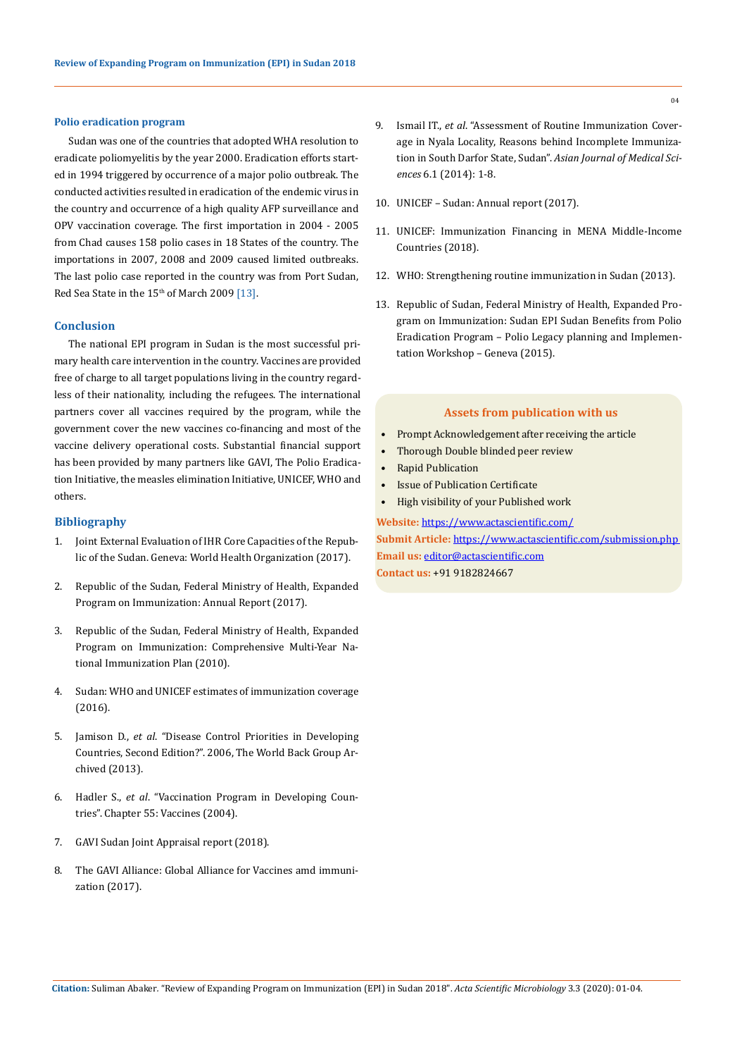### Polio eradication program

Sudan was one of the countries that adopted WHA resolution to eradicate poliomyelitis by the year 2000. Eradication efforts started in 1994 triggered by occurrence of a major polio outbreak. The conducted activities resulted in eradication of the endemic virus in the country and occurrence of a high quality AFP surveillance and OPV vaccination coverage. The first importation in 2004 - 2005 from Chad causes 158 polio cases in 18 States of the country. The importations in 2007, 2008 and 2009 caused limited outbreaks. The last polio case reported in the country was from Port Sudan, Red Sea State in the 15th of March 2009 [13].

### Conclusion

The national EPI program in Sudan is the most successful primary health care intervention in the country. Vaccines are provided free of charge to all target populations living in the country regardless of their nationality, including the refugees. The international partners cover all vaccines required by the program, while the government cover the new vaccines co-financing and most of the vaccine delivery operational costs. Substantial financial support has been provided by many partners like GAVI, The Polio Eradication Initiative, the measles elimination Initiative, UNICEF, WHO and others.

### Bibliography

1. Joint External Evaluation of IHR Core Capacities of the Republic of the Sudan. Geneva: World Health Organization (2017).
2. Republic of the Sudan, Federal Ministry of Health, Expanded Program on Immunization: Annual Report (2017).
3. Republic of the Sudan, Federal Ministry of Health, Expanded Program on Immunization: Comprehensive Multi-Year National Immunization Plan (2010).
4. Sudan: WHO and UNICEF estimates of immunization coverage (2016).
5. Jamison D., *et al*. "Disease Control Priorities in Developing Countries, Second Edition?". 2006, The World Back Group Archived (2013).
6. Hadler S., *et al*. "Vaccination Program in Developing Countries". Chapter 55: Vaccines (2004).
7. GAVI Sudan Joint Appraisal report (2018).
8. The GAVI Alliance: Global Alliance for Vaccines amd immunization (2017).
9. Ismail IT., *et al*. "Assessment of Routine Immunization Coverage in Nyala Locality, Reasons behind Incomplete Immunization in South Darfor State, Sudan". *Asian Journal of Medical Sciences* 6.1 (2014): 1-8.
10. UNICEF – Sudan: Annual report (2017).
11. UNICEF: Immunization Financing in MENA Middle-Income Countries (2018).
12. WHO: Strengthening routine immunization in Sudan (2013).
13. Republic of Sudan, Federal Ministry of Health, Expanded Program on Immunization: Sudan EPI Sudan Benefits from Polio Eradication Program – Polio Legacy planning and Implementation Workshop – Geneva (2015).

**Assets from publication with us**

- Prompt Acknowledgement after receiving the article
- Thorough Double blinded peer review
- Rapid Publication
- Issue of Publication Certificate
- High visibility of your Published work

**Website:** https://www.actascientific.com/
**Submit Article:** https://www.actascientific.com/submission.php
**Email us:** editor@actascientific.com
**Contact us:** +91 9182824667